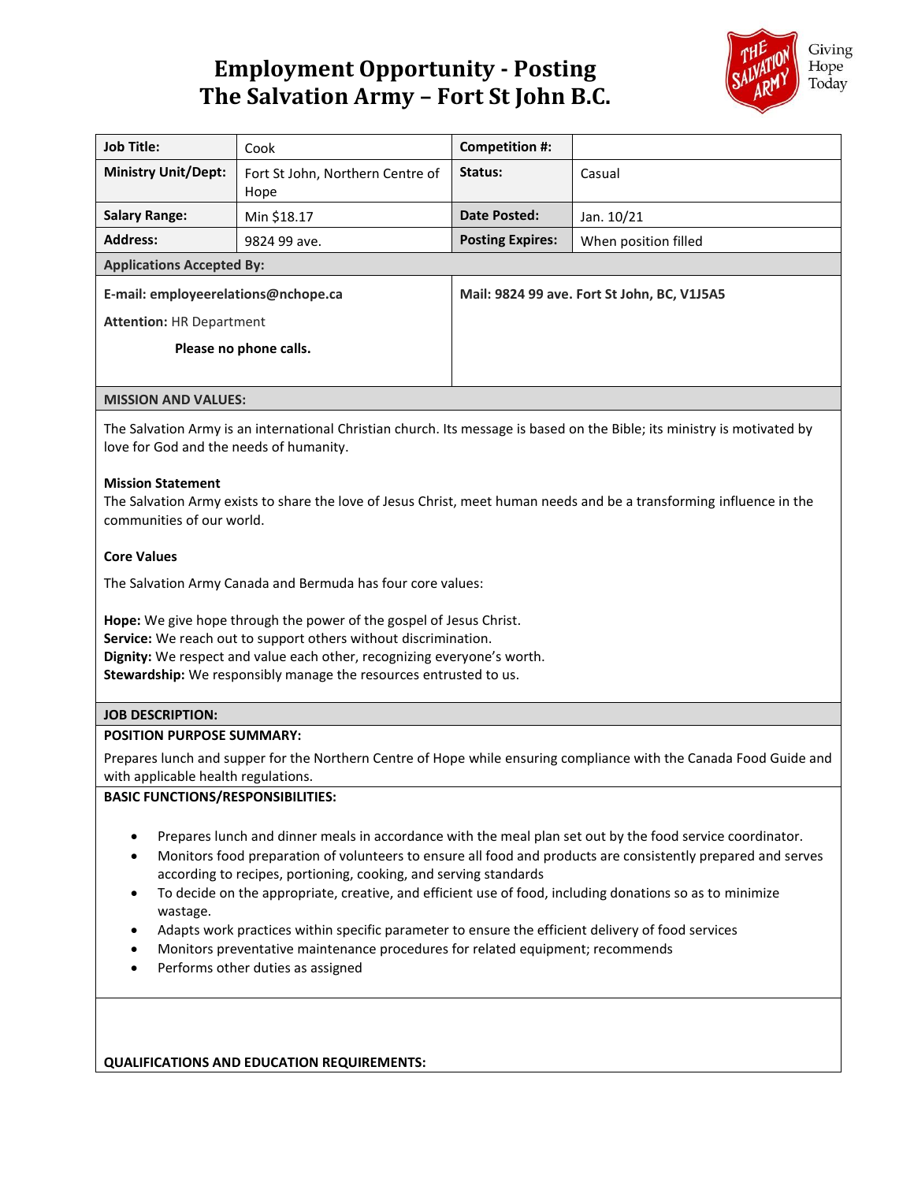# Employment Opportunity - Posting
# The Salvation Army – Fort St John B.C.

Giving Hope Today

| **Job Title:** | Cook | **Competition #:** | |
|---|---|---|---|
| **Ministry Unit/Dept:** | Fort St John, Northern Centre of Hope | **Status:** | Casual |
| **Salary Range:** | Min $18.17 | **Date Posted:** | Jan. 10/21 |
| **Address:** | 9824 99 ave. | **Posting Expires:** | When position filled |

**Applications Accepted By:**

**E-mail: employeerelations@nchope.ca**

**Attention:** HR Department

**Please no phone calls.**

**Mail: 9824 99 ave. Fort St John, BC, V1J5A5**

## MISSION AND VALUES:

The Salvation Army is an international Christian church. Its message is based on the Bible; its ministry is motivated by love for God and the needs of humanity.

**Mission Statement**
The Salvation Army exists to share the love of Jesus Christ, meet human needs and be a transforming influence in the communities of our world.

**Core Values**

The Salvation Army Canada and Bermuda has four core values:

**Hope:** We give hope through the power of the gospel of Jesus Christ.
**Service:** We reach out to support others without discrimination.
**Dignity:** We respect and value each other, recognizing everyone's worth.
**Stewardship:** We responsibly manage the resources entrusted to us.

## JOB DESCRIPTION:

**POSITION PURPOSE SUMMARY:**

Prepares lunch and supper for the Northern Centre of Hope while ensuring compliance with the Canada Food Guide and with applicable health regulations.

**BASIC FUNCTIONS/RESPONSIBILITIES:**

- Prepares lunch and dinner meals in accordance with the meal plan set out by the food service coordinator.
- Monitors food preparation of volunteers to ensure all food and products are consistently prepared and serves according to recipes, portioning, cooking, and serving standards
- To decide on the appropriate, creative, and efficient use of food, including donations so as to minimize wastage.
- Adapts work practices within specific parameter to ensure the efficient delivery of food services
- Monitors preventative maintenance procedures for related equipment; recommends
- Performs other duties as assigned

**QUALIFICATIONS AND EDUCATION REQUIREMENTS:**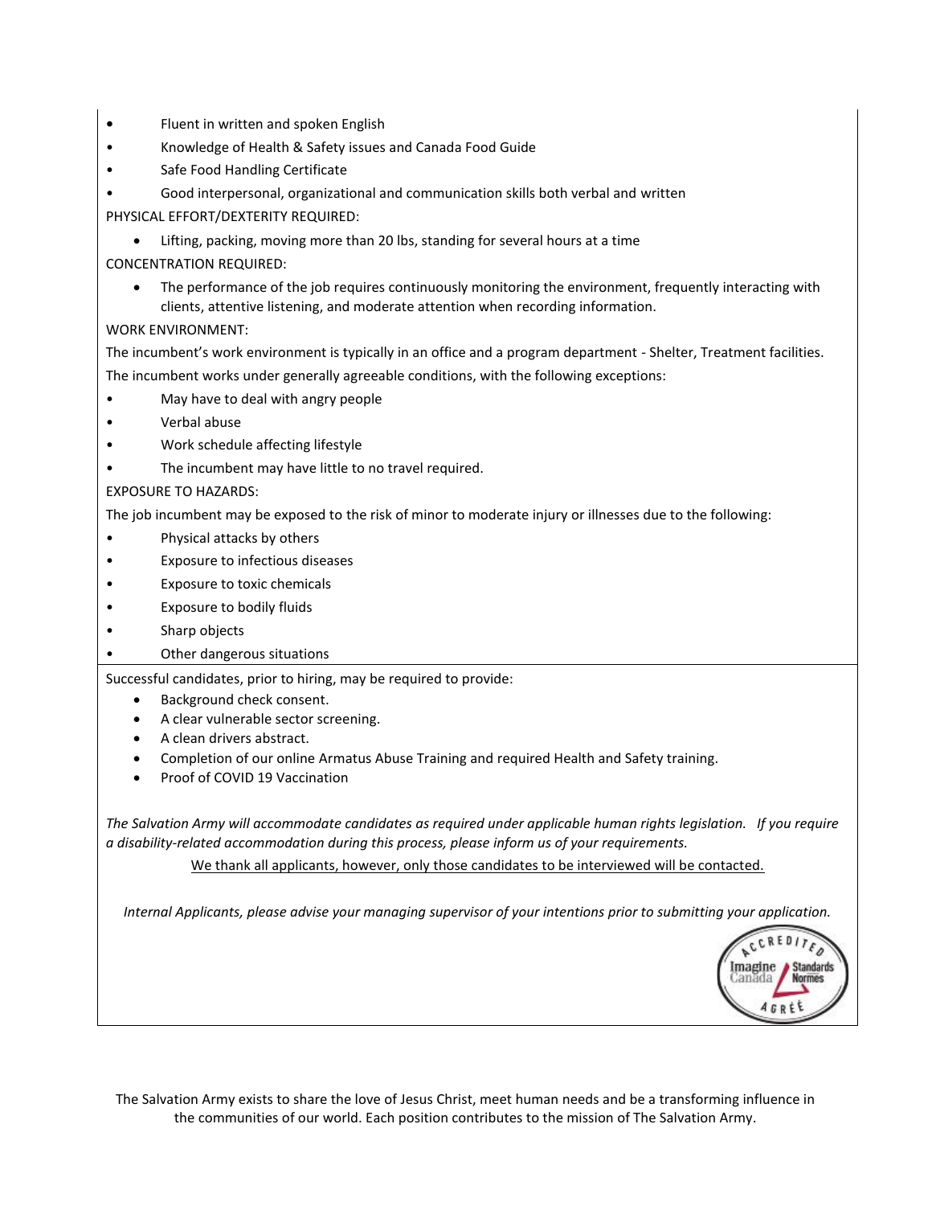- Fluent in written and spoken English
- Knowledge of Health & Safety issues and Canada Food Guide
- Safe Food Handling Certificate
- Good interpersonal, organizational and communication skills both verbal and written

PHYSICAL EFFORT/DEXTERITY REQUIRED:

- Lifting, packing, moving more than 20 lbs, standing for several hours at a time

CONCENTRATION REQUIRED:

- The performance of the job requires continuously monitoring the environment, frequently interacting with clients, attentive listening, and moderate attention when recording information.

WORK ENVIRONMENT:

The incumbent's work environment is typically in an office and a program department - Shelter, Treatment facilities.

The incumbent works under generally agreeable conditions, with the following exceptions:

- May have to deal with angry people
- Verbal abuse
- Work schedule affecting lifestyle
- The incumbent may have little to no travel required.

EXPOSURE TO HAZARDS:

The job incumbent may be exposed to the risk of minor to moderate injury or illnesses due to the following:

- Physical attacks by others
- Exposure to infectious diseases
- Exposure to toxic chemicals
- Exposure to bodily fluids
- Sharp objects
- Other dangerous situations

Successful candidates, prior to hiring, may be required to provide:

- Background check consent.
- A clear vulnerable sector screening.
- A clean drivers abstract.
- Completion of our online Armatus Abuse Training and required Health and Safety training.
- Proof of COVID 19 Vaccination

*The Salvation Army will accommodate candidates as required under applicable human rights legislation. If you require a disability-related accommodation during this process, please inform us of your requirements.*

We thank all applicants, however, only those candidates to be interviewed will be contacted.

*Internal Applicants, please advise your managing supervisor of your intentions prior to submitting your application.*

ACCREDITED Imagine Canada Standards Normes AGRÉÉ

The Salvation Army exists to share the love of Jesus Christ, meet human needs and be a transforming influence in the communities of our world. Each position contributes to the mission of The Salvation Army.